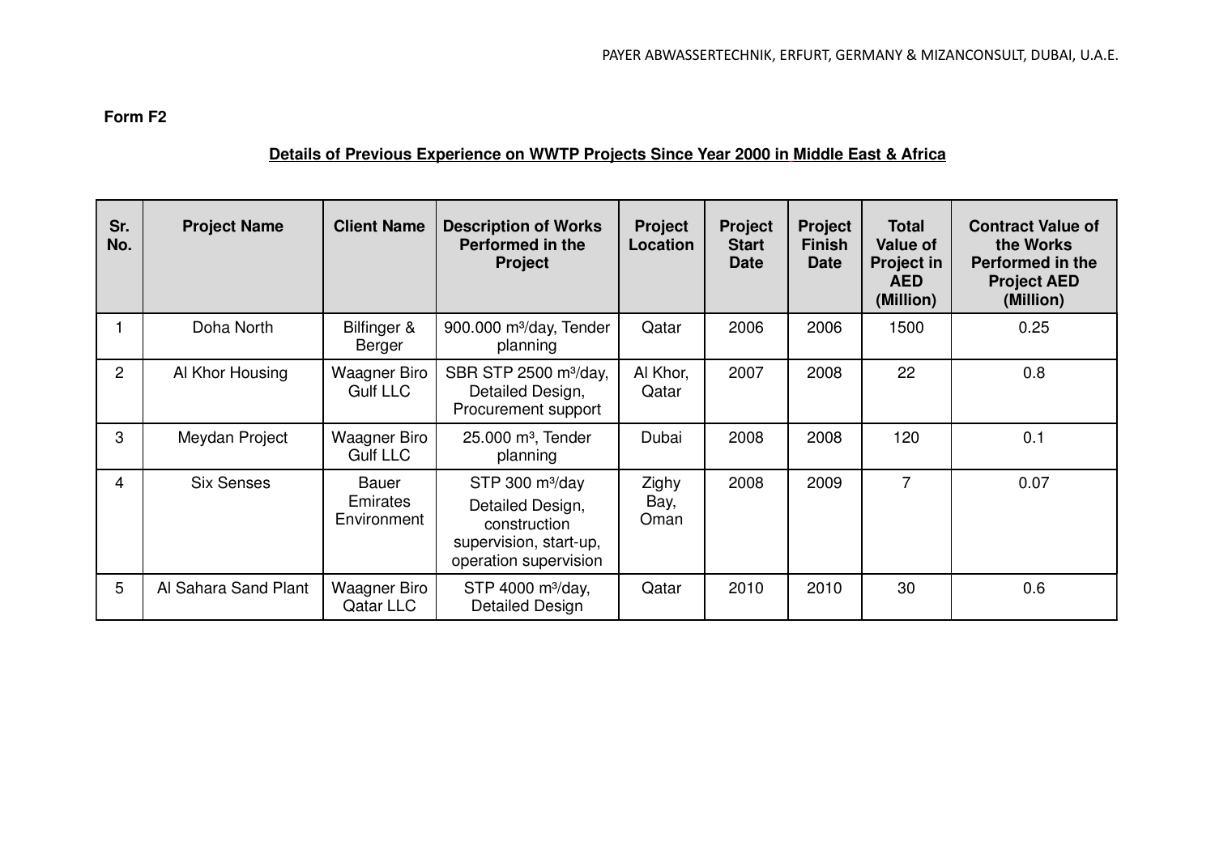**Form F2**

**Details of Previous Experience on WWTP Projects Since Year 2000 in Middle East & Africa**

| Sr. No. | Project Name | Client Name | Description of Works Performed in the Project | Project Location | Project Start Date | Project Finish Date | Total Value of Project in AED (Million) | Contract Value of the Works Performed in the Project AED (Million) |
|---|---|---|---|---|---|---|---|---|
| 1 | Doha North | Bilfinger & Berger | 900.000 m³/day, Tender planning | Qatar | 2006 | 2006 | 1500 | 0.25 |
| 2 | Al Khor Housing | Waagner Biro Gulf LLC | SBR STP 2500 m³/day, Detailed Design, Procurement support | Al Khor, Qatar | 2007 | 2008 | 22 | 0.8 |
| 3 | Meydan Project | Waagner Biro Gulf LLC | 25.000 m³, Tender planning | Dubai | 2008 | 2008 | 120 | 0.1 |
| 4 | Six Senses | Bauer Emirates Environment | STP 300 m³/day Detailed Design, construction supervision, start-up, operation supervision | Zighy Bay, Oman | 2008 | 2009 | 7 | 0.07 |
| 5 | Al Sahara Sand Plant | Waagner Biro Qatar LLC | STP 4000 m³/day, Detailed Design | Qatar | 2010 | 2010 | 30 | 0.6 |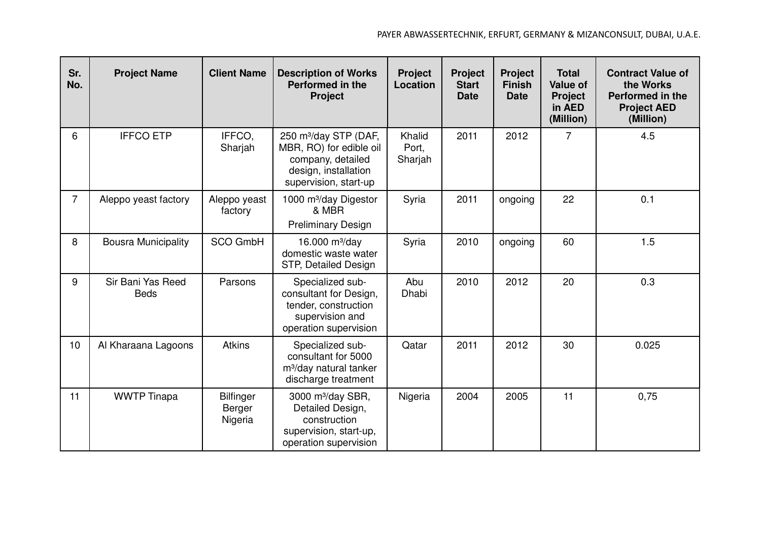| Sr. No. | Project Name | Client Name | Description of Works Performed in the Project | Project Location | Project Start Date | Project Finish Date | Total Value of Project in AED (Million) | Contract Value of the Works Performed in the Project AED (Million) |
|---|---|---|---|---|---|---|---|---|
| 6 | IFFCO ETP | IFFCO, Sharjah | 250 m³/day STP (DAF, MBR, RO) for edible oil company, detailed design, installation supervision, start-up | Khalid Port, Sharjah | 2011 | 2012 | 7 | 4.5 |
| 7 | Aleppo yeast factory | Aleppo yeast factory | 1000 m³/day Digestor & MBR Preliminary Design | Syria | 2011 | ongoing | 22 | 0.1 |
| 8 | Bousra Municipality | SCO GmbH | 16.000 m³/day domestic waste water STP, Detailed Design | Syria | 2010 | ongoing | 60 | 1.5 |
| 9 | Sir Bani Yas Reed Beds | Parsons | Specialized sub-consultant for Design, tender, construction supervision and operation supervision | Abu Dhabi | 2010 | 2012 | 20 | 0.3 |
| 10 | Al Kharaana Lagoons | Atkins | Specialized sub-consultant for 5000 m³/day natural tanker discharge treatment | Qatar | 2011 | 2012 | 30 | 0.025 |
| 11 | WWTP Tinapa | Bilfinger Berger Nigeria | 3000 m³/day SBR, Detailed Design, construction supervision, start-up, operation supervision | Nigeria | 2004 | 2005 | 11 | 0,75 |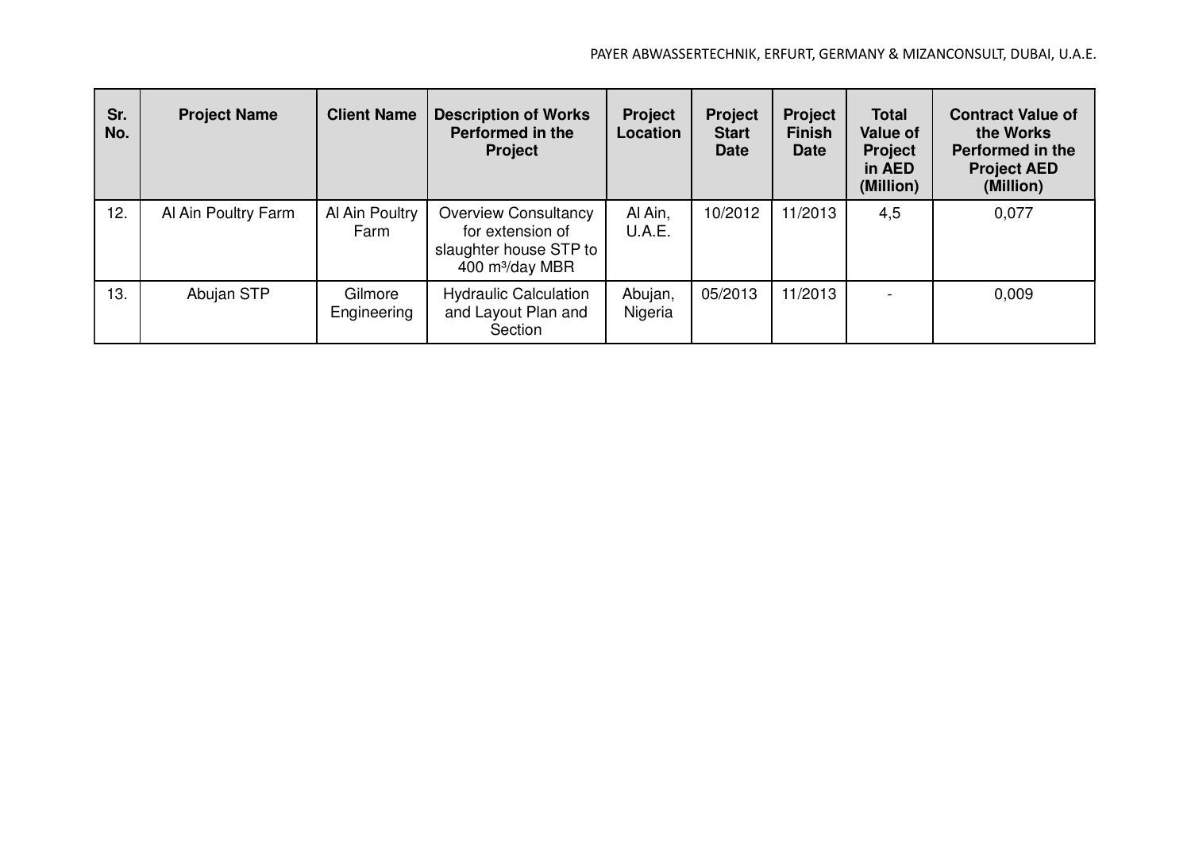| Sr. No. | Project Name | Client Name | Description of Works Performed in the Project | Project Location | Project Start Date | Project Finish Date | Total Value of Project in AED (Million) | Contract Value of the Works Performed in the Project AED (Million) |
|---|---|---|---|---|---|---|---|---|
| 12. | Al Ain Poultry Farm | Al Ain Poultry Farm | Overview Consultancy for extension of slaughter house STP to 400 $m^3$/day MBR | Al Ain, U.A.E. | 10/2012 | 11/2013 | 4,5 | 0,077 |
| 13. | Abujan STP | Gilmore Engineering | Hydraulic Calculation and Layout Plan and Section | Abujan, Nigeria | 05/2013 | 11/2013 | - | 0,009 |